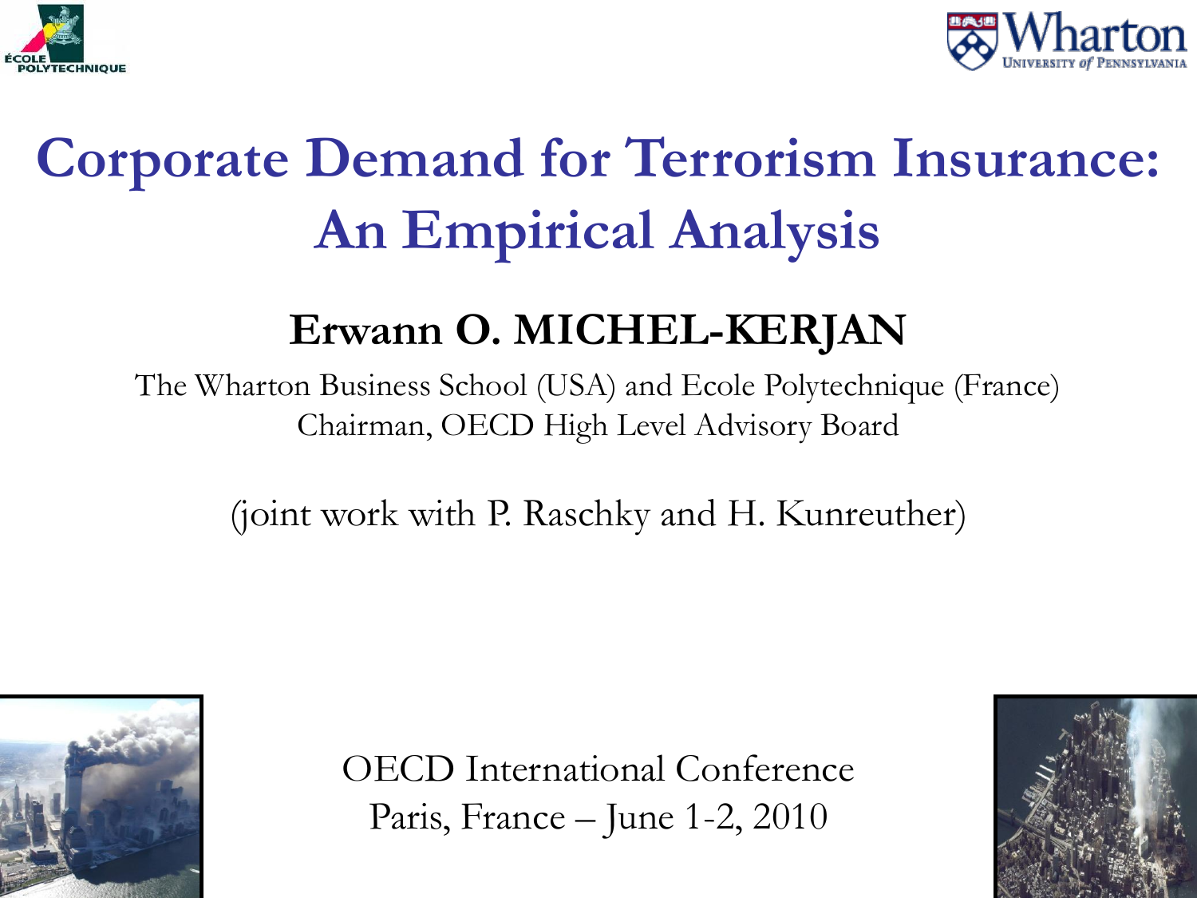# Corporate Demand for Terrorism Insurance: An Empirical Analysis

**Erwann O. MICHEL-KERJAN**

The Wharton Business School (USA) and Ecole Polytechnique (France)
Chairman, OECD High Level Advisory Board

(joint work with P. Raschky and H. Kunreuther)

OECD International Conference
Paris, France – June 1-2, 2010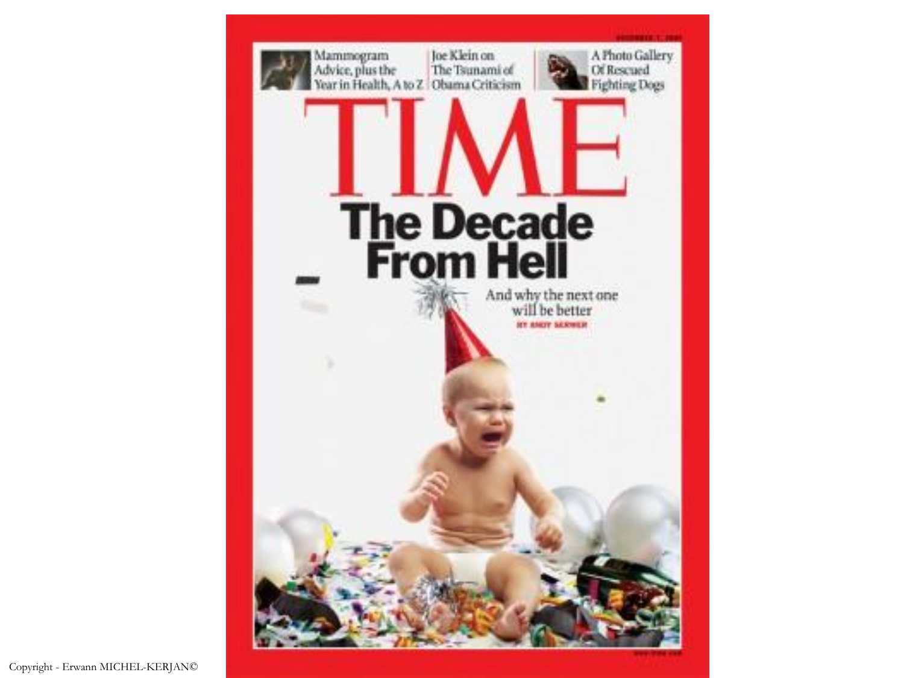Mammogram Advice, plus the Year in Health, A to Z

Joe Klein on The Tsunami of Obama Criticism

A Photo Gallery Of Rescued Fighting Dogs

# TIME

## The Decade From Hell

And why the next one will be better

BY ANDY SERWER

Copyright - Erwann MICHEL-KERJAN©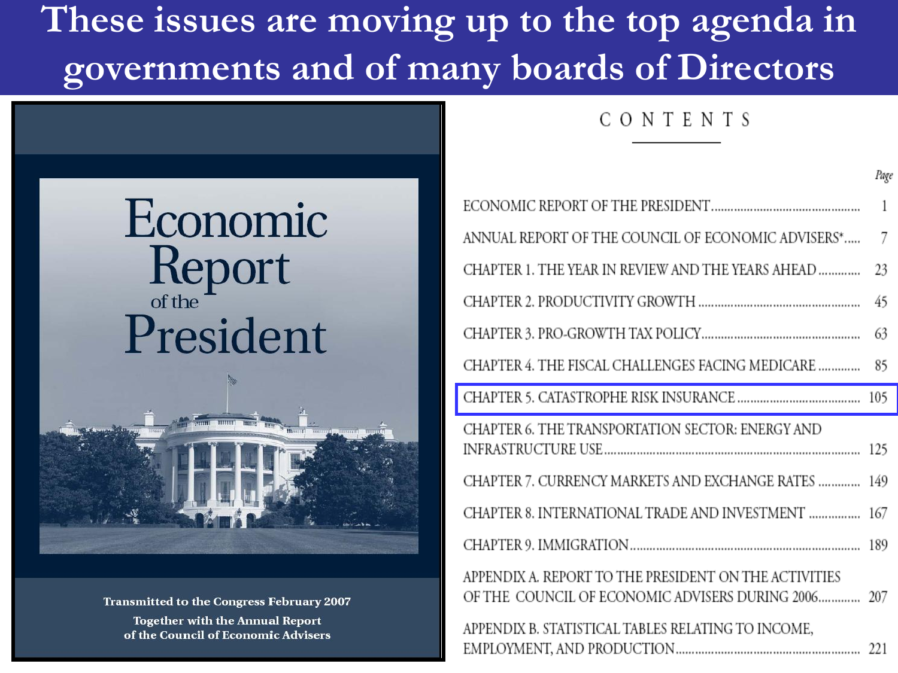# These issues are moving up to the top agenda in governments and of many boards of Directors

Economic Report of the President

Transmitted to the Congress February 2007

Together with the Annual Report of the Council of Economic Advisers

## CONTENTS

| | Page |
|---|---|
| ECONOMIC REPORT OF THE PRESIDENT | 1 |
| ANNUAL REPORT OF THE COUNCIL OF ECONOMIC ADVISERS* | 7 |
| CHAPTER 1. THE YEAR IN REVIEW AND THE YEARS AHEAD | 23 |
| CHAPTER 2. PRODUCTIVITY GROWTH | 45 |
| CHAPTER 3. PRO-GROWTH TAX POLICY | 63 |
| CHAPTER 4. THE FISCAL CHALLENGES FACING MEDICARE | 85 |
| CHAPTER 5. CATASTROPHE RISK INSURANCE | 105 |
| CHAPTER 6. THE TRANSPORTATION SECTOR: ENERGY AND INFRASTRUCTURE USE | 125 |
| CHAPTER 7. CURRENCY MARKETS AND EXCHANGE RATES | 149 |
| CHAPTER 8. INTERNATIONAL TRADE AND INVESTMENT | 167 |
| CHAPTER 9. IMMIGRATION | 189 |
| APPENDIX A. REPORT TO THE PRESIDENT ON THE ACTIVITIES OF THE COUNCIL OF ECONOMIC ADVISERS DURING 2006 | 207 |
| APPENDIX B. STATISTICAL TABLES RELATING TO INCOME, EMPLOYMENT, AND PRODUCTION | 221 |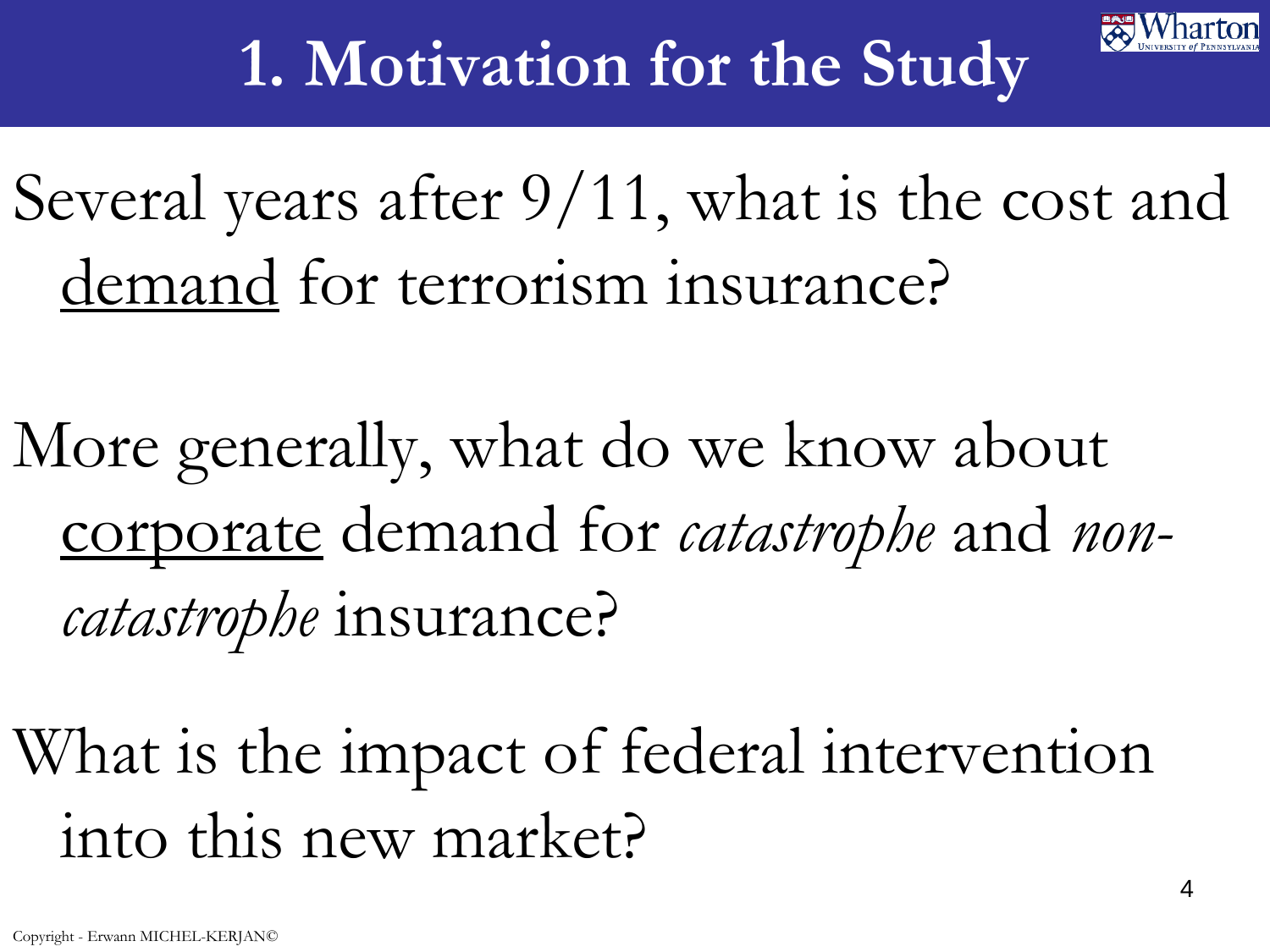# 1. Motivation for the Study

Several years after 9/11, what is the cost and <u>demand</u> for terrorism insurance?

More generally, what do we know about <u>corporate</u> demand for *catastrophe* and *non-catastrophe* insurance?

What is the impact of federal intervention into this new market?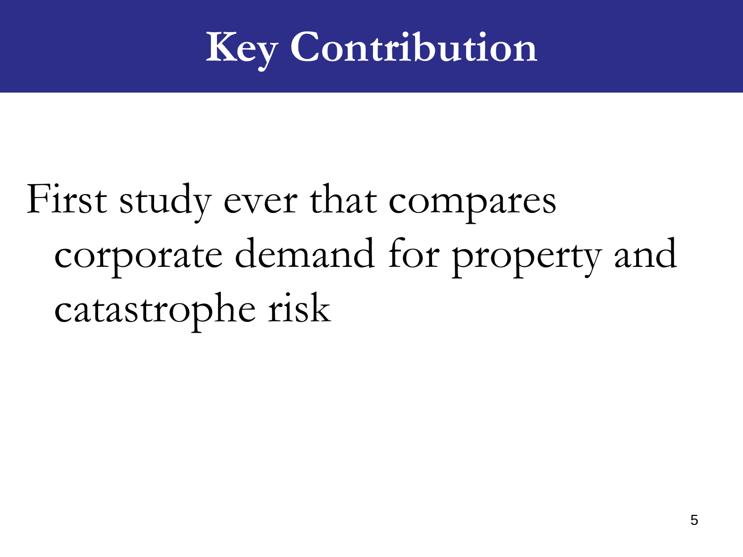# Key Contribution

First study ever that compares corporate demand for property and catastrophe risk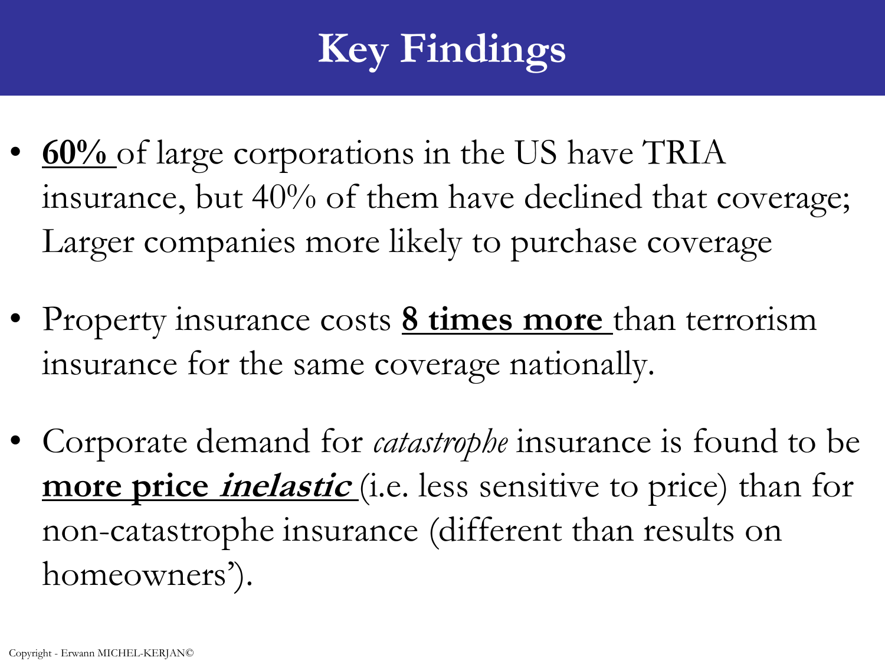# Key Findings

- **60%** of large corporations in the US have TRIA insurance, but 40% of them have declined that coverage; Larger companies more likely to purchase coverage

- Property insurance costs **8 times more** than terrorism insurance for the same coverage nationally.

- Corporate demand for *catastrophe* insurance is found to be **more price *inelastic*** (i.e. less sensitive to price) than for non-catastrophe insurance (different than results on homeowners').

Copyright - Erwann MICHEL-KERJAN©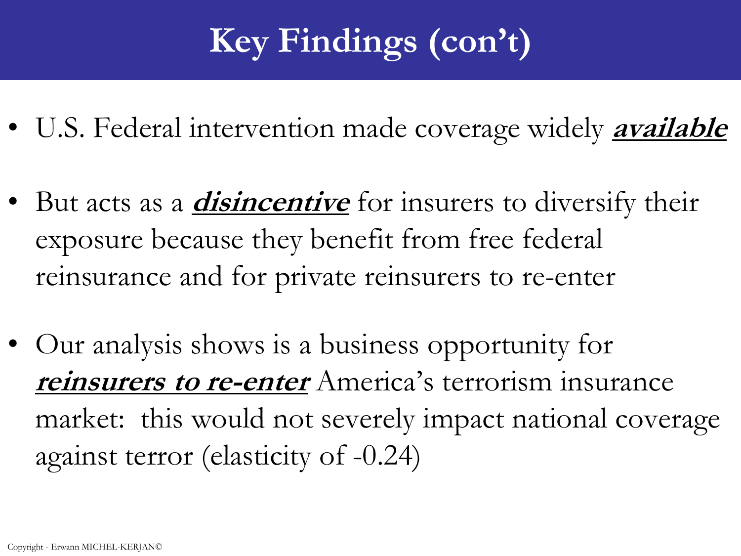# Key Findings (con't)

- U.S. Federal intervention made coverage widely ***available***
- But acts as a ***disincentive*** for insurers to diversify their exposure because they benefit from free federal reinsurance and for private reinsurers to re-enter
- Our analysis shows is a business opportunity for ***reinsurers to re-enter*** America's terrorism insurance market: this would not severely impact national coverage against terror (elasticity of -0.24)

Copyright - Erwann MICHEL-KERJAN©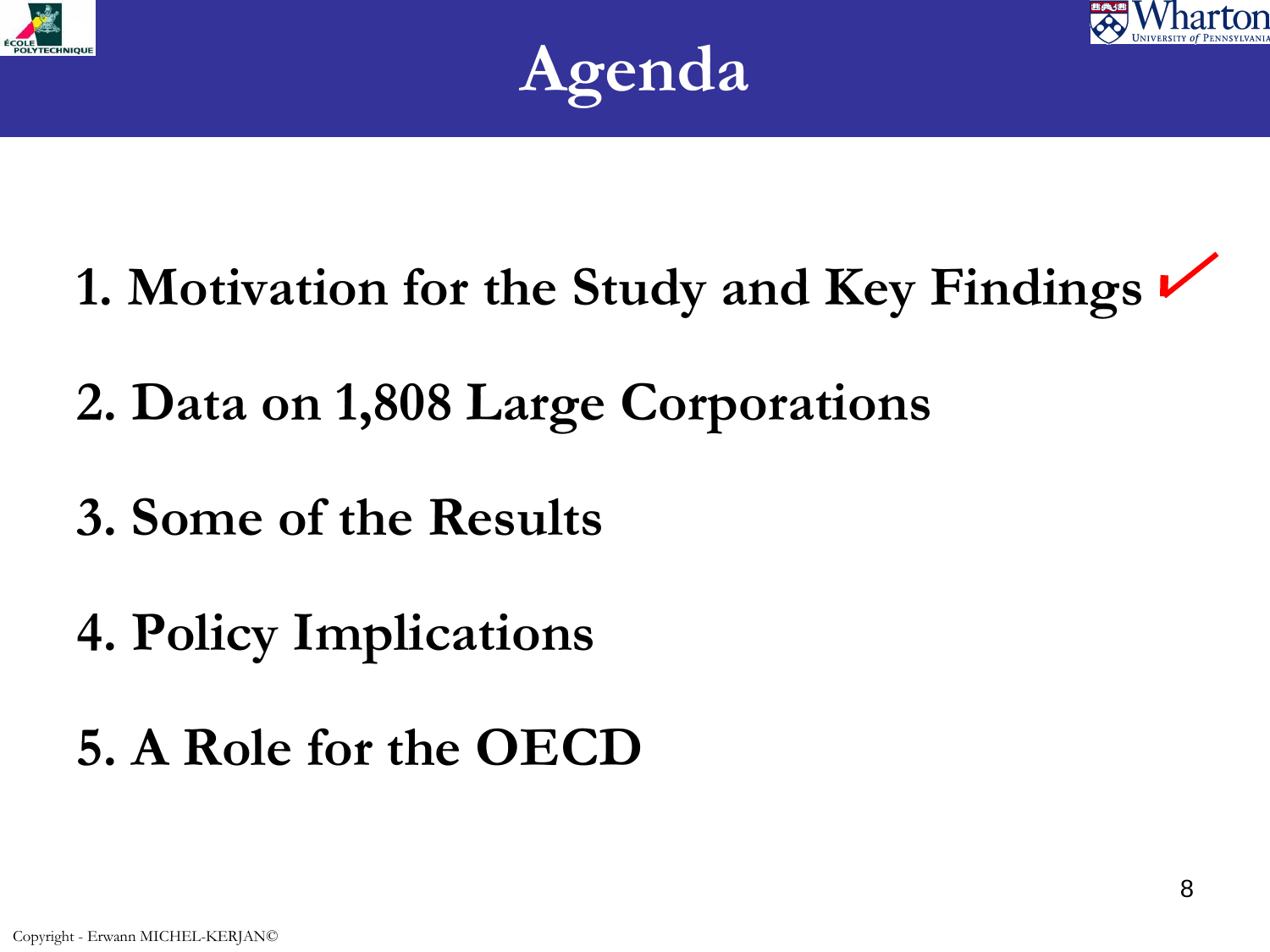# Agenda

1. **Motivation for the Study and Key Findings** ✓
2. **Data on 1,808 Large Corporations**
3. **Some of the Results**
4. **Policy Implications**
5. **A Role for the OECD**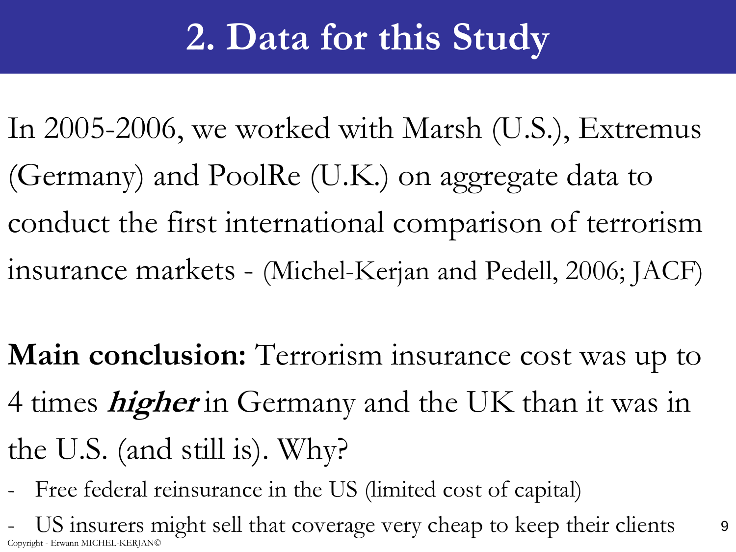# 2. Data for this Study

In 2005-2006, we worked with Marsh (U.S.), Extremus (Germany) and PoolRe (U.K.) on aggregate data to conduct the first international comparison of terrorism insurance markets - (Michel-Kerjan and Pedell, 2006; JACF)

**Main conclusion:** Terrorism insurance cost was up to 4 times ***higher*** in Germany and the UK than it was in the U.S. (and still is). Why?

- Free federal reinsurance in the US (limited cost of capital)
- US insurers might sell that coverage very cheap to keep their clients

Copyright - Erwann MICHEL-KERJAN©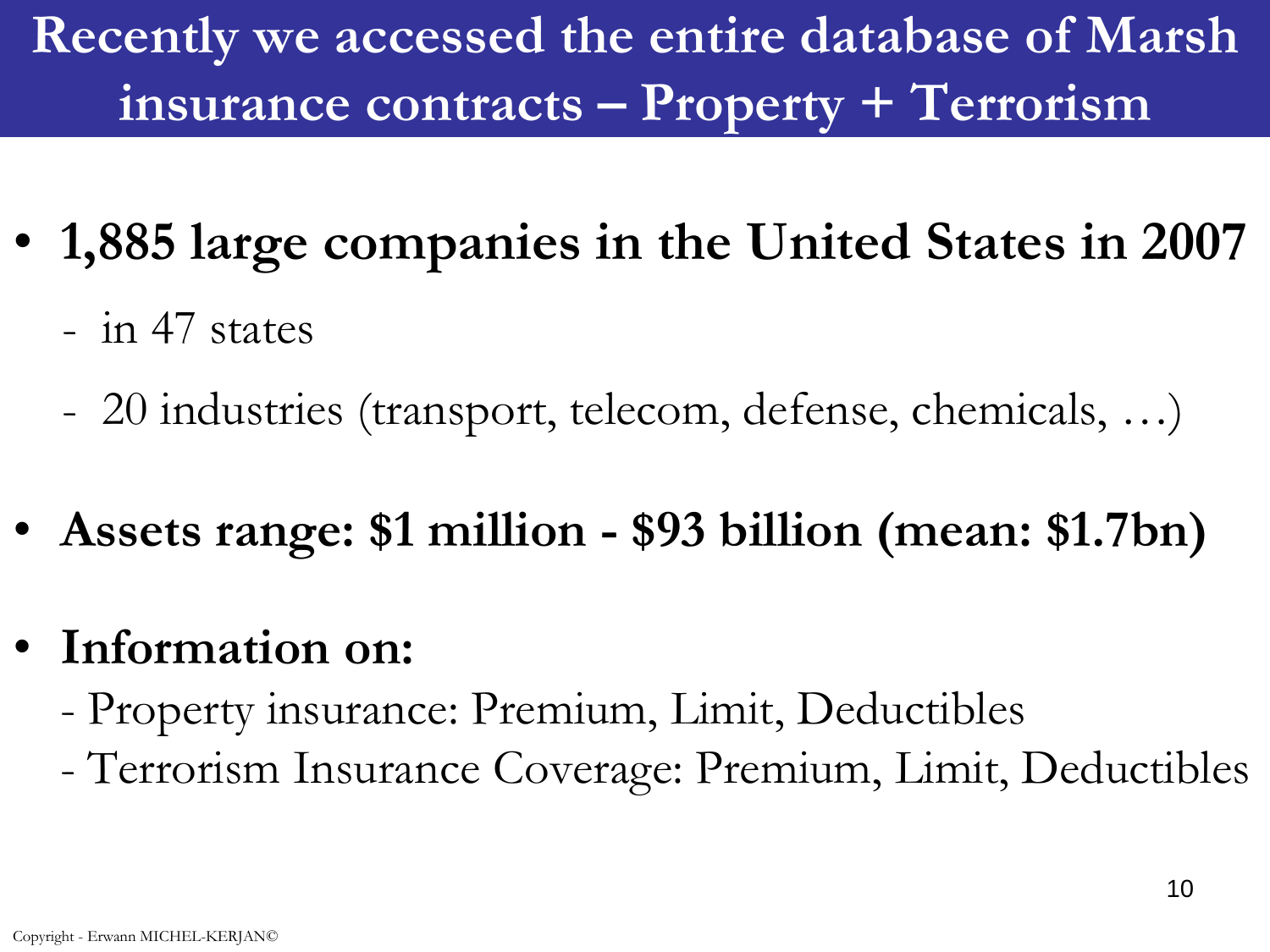# Recently we accessed the entire database of Marsh insurance contracts – Property + Terrorism

- **1,885 large companies in the United States in 2007**
  - in 47 states
  - 20 industries (transport, telecom, defense, chemicals, …)
- **Assets range: $1 million - $93 billion (mean: $1.7bn)**
- **Information on:**
  - Property insurance: Premium, Limit, Deductibles
  - Terrorism Insurance Coverage: Premium, Limit, Deductibles

Copyright - Erwann MICHEL-KERJAN©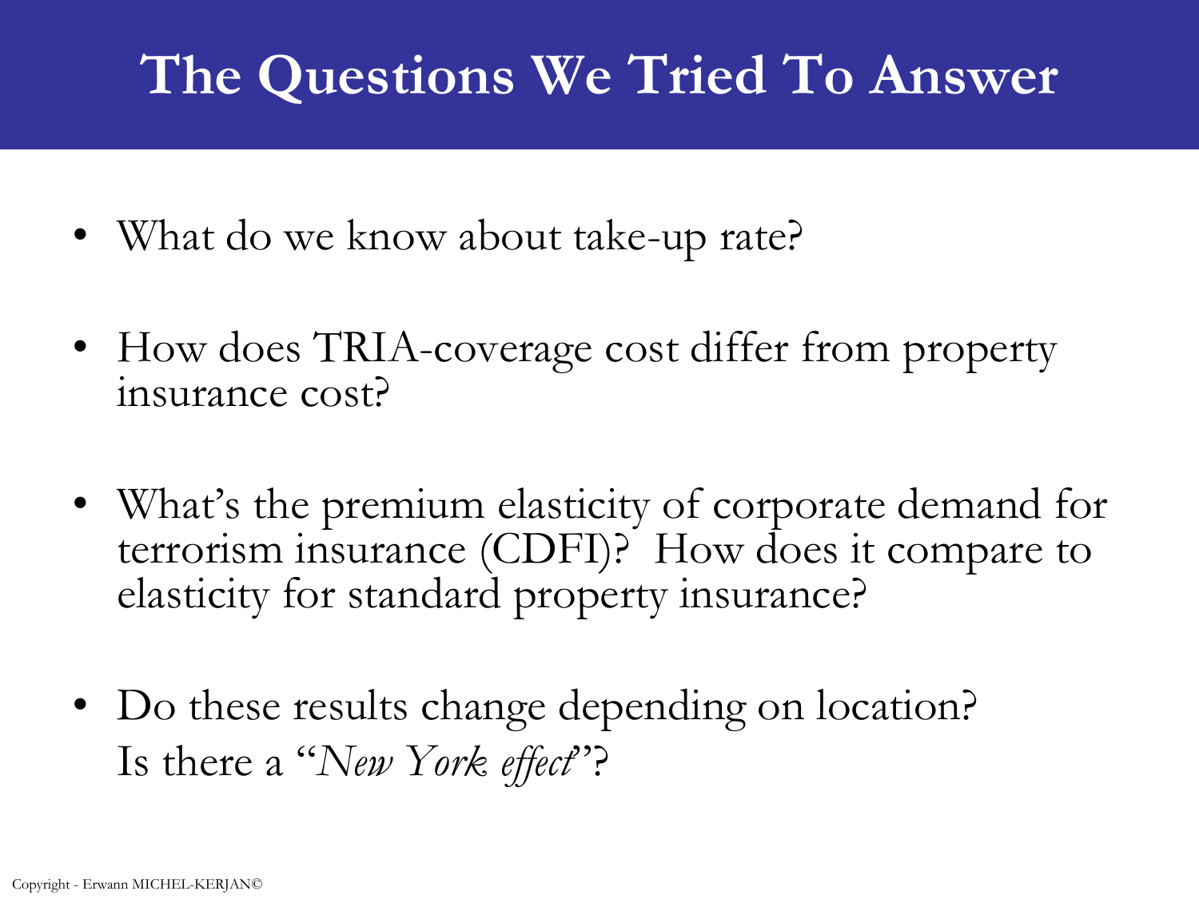# The Questions We Tried To Answer

- What do we know about take-up rate?
- How does TRIA-coverage cost differ from property insurance cost?
- What's the premium elasticity of corporate demand for terrorism insurance (CDFI)? How does it compare to elasticity for standard property insurance?
- Do these results change depending on location? Is there a "*New York effect*"?

Copyright - Erwann MICHEL-KERJAN©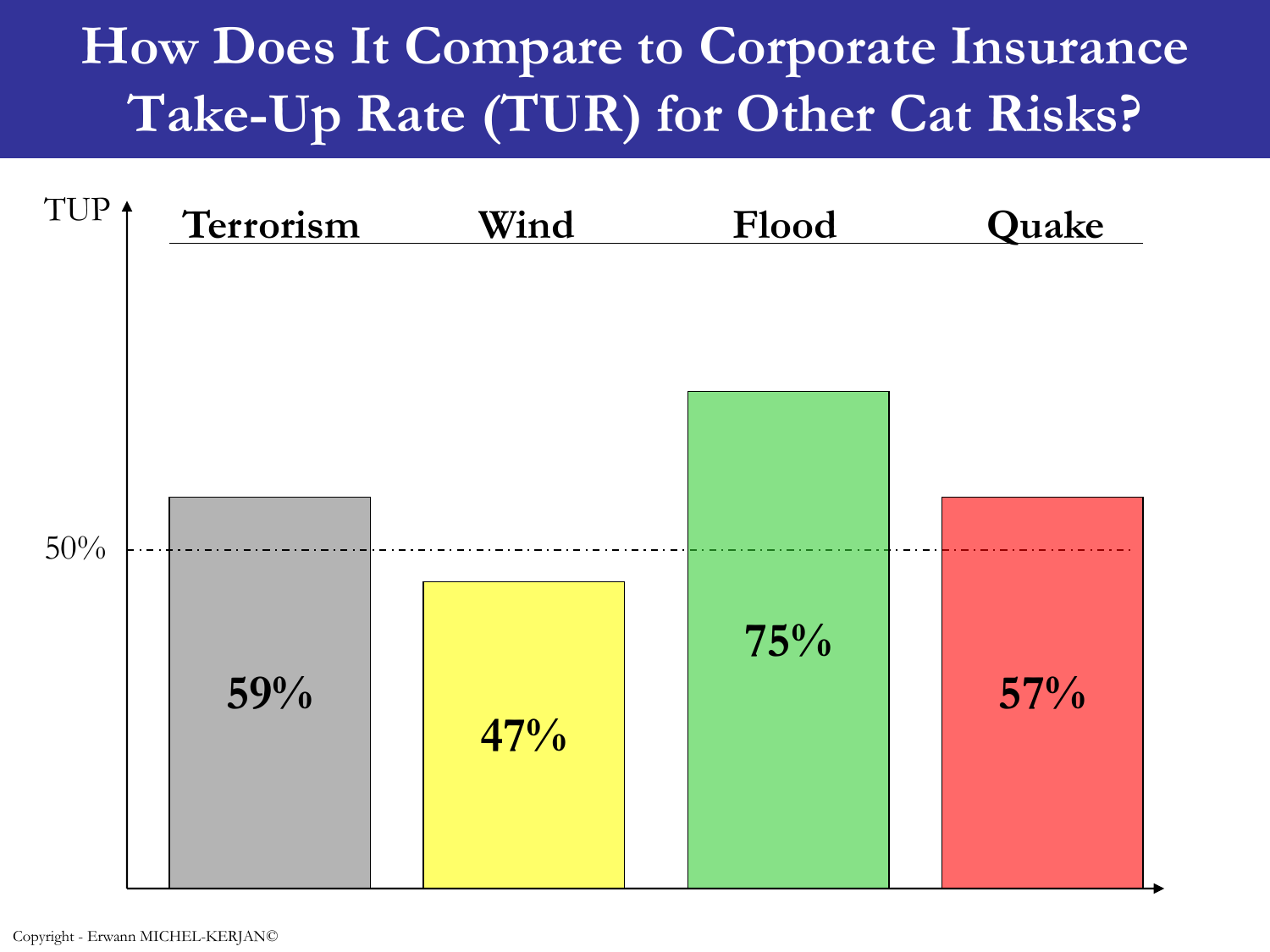# How Does It Compare to Corporate Insurance Take-Up Rate (TUR) for Other Cat Risks?

| Terrorism | Wind | Flood | Quake |
|---|---|---|---|
| 59% | 47% | 75% | 57% |

TUP

50%

Copyright - Erwann MICHEL-KERJAN©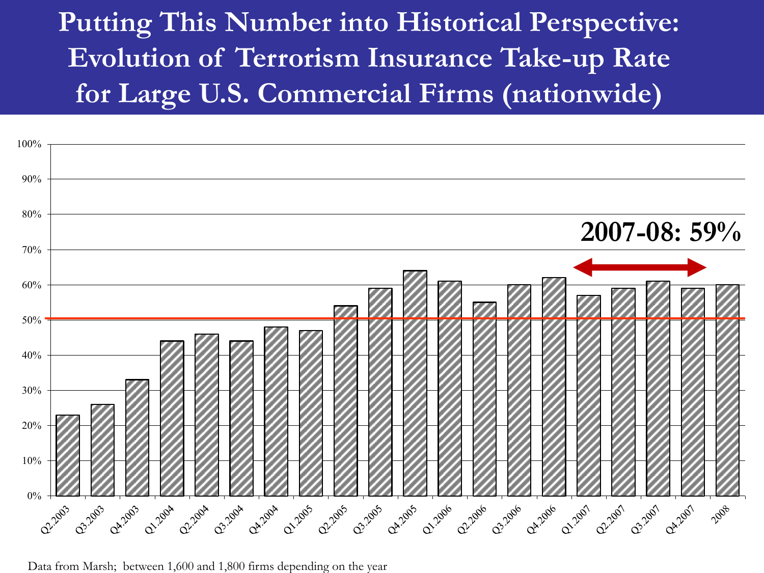# Putting This Number into Historical Perspective: Evolution of Terrorism Insurance Take-up Rate for Large U.S. Commercial Firms (nationwide)

**2007-08: 59%**

| Period | Take-up Rate |
|---|---|
| Q2.2003 | 23% |
| Q3.2003 | 26% |
| Q4.2003 | 33% |
| Q1.2004 | 44% |
| Q2.2004 | 46% |
| Q3.2004 | 44% |
| Q4.2004 | 48% |
| Q1.2005 | 47% |
| Q2.2005 | 54% |
| Q3.2005 | 59% |
| Q4.2005 | 64% |
| Q1.2006 | 61% |
| Q2.2006 | 55% |
| Q3.2006 | 60% |
| Q4.2006 | 62% |
| Q1.2007 | 57% |
| Q2.2007 | 59% |
| Q3.2007 | 61% |
| Q4.2007 | 59% |
| 2008 | 60% |

Data from Marsh; between 1,600 and 1,800 firms depending on the year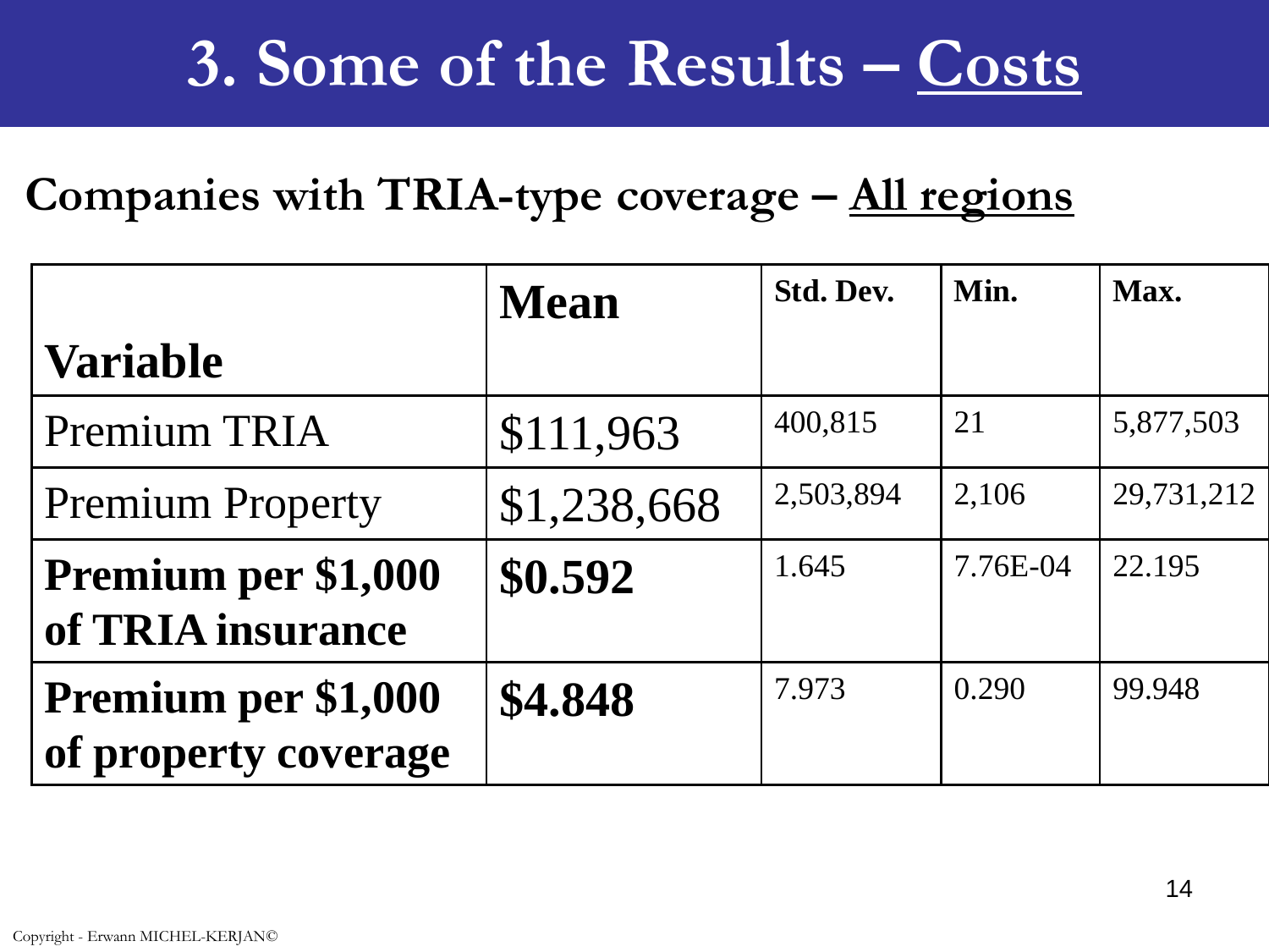# 3. Some of the Results – Costs

## Companies with TRIA-type coverage – All regions

| Variable | Mean | Std. Dev. | Min. | Max. |
|---|---|---|---|---|
| Premium TRIA | $111,963 | 400,815 | 21 | 5,877,503 |
| Premium Property | $1,238,668 | 2,503,894 | 2,106 | 29,731,212 |
| **Premium per $1,000 of TRIA insurance** | **$0.592** | 1.645 | 7.76E-04 | 22.195 |
| **Premium per $1,000 of property coverage** | **$4.848** | 7.973 | 0.290 | 99.948 |

Copyright - Erwann MICHEL-KERJAN©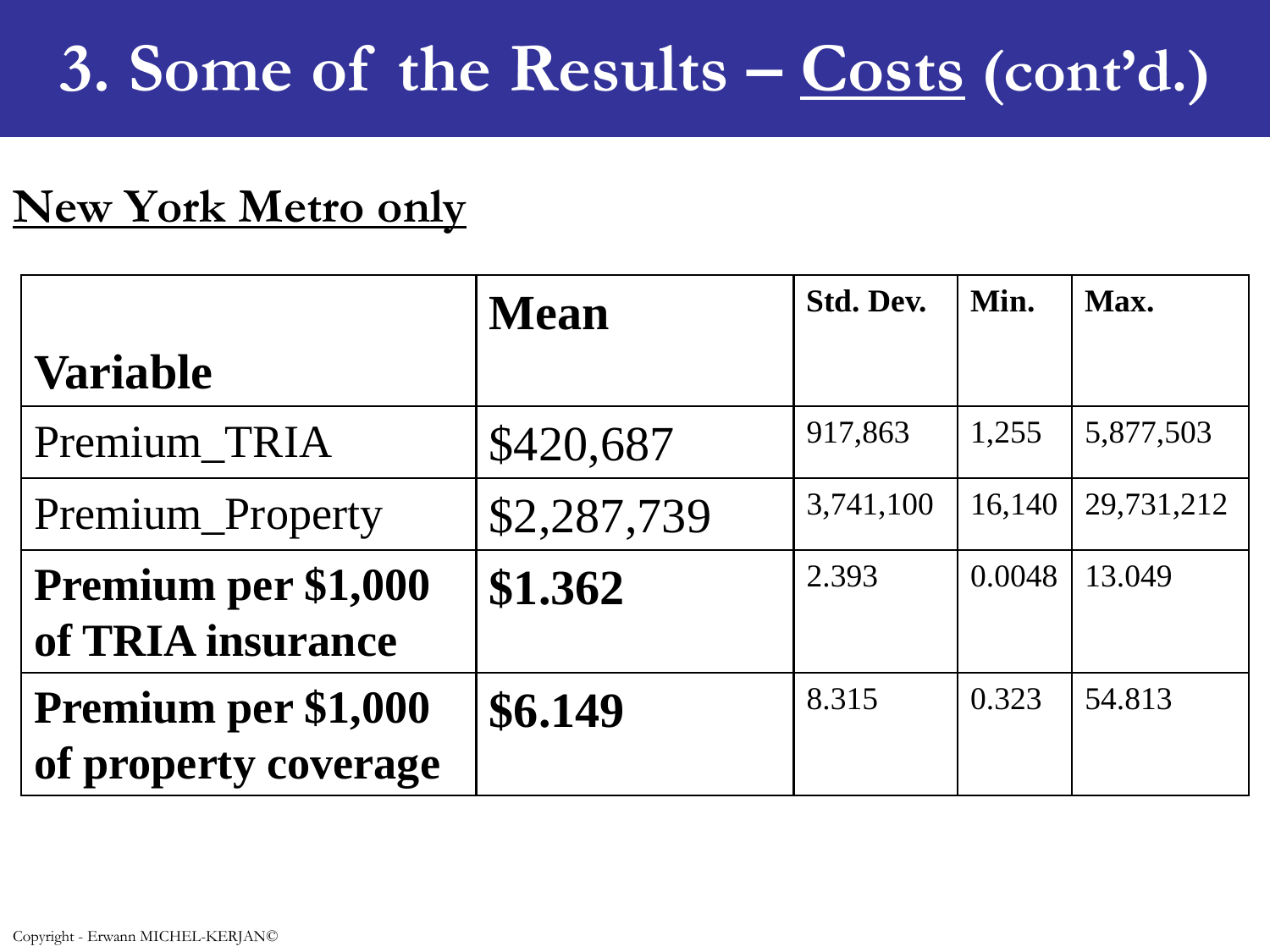# 3. Some of the Results – Costs (cont'd.)

## New York Metro only

| Variable | Mean | Std. Dev. | Min. | Max. |
|---|---|---|---|---|
| Premium_TRIA | $420,687 | 917,863 | 1,255 | 5,877,503 |
| Premium_Property | $2,287,739 | 3,741,100 | 16,140 | 29,731,212 |
| **Premium per $1,000 of TRIA insurance** | **$1.362** | 2.393 | 0.0048 | 13.049 |
| **Premium per $1,000 of property coverage** | **$6.149** | 8.315 | 0.323 | 54.813 |

Copyright - Erwann MICHEL-KERJAN©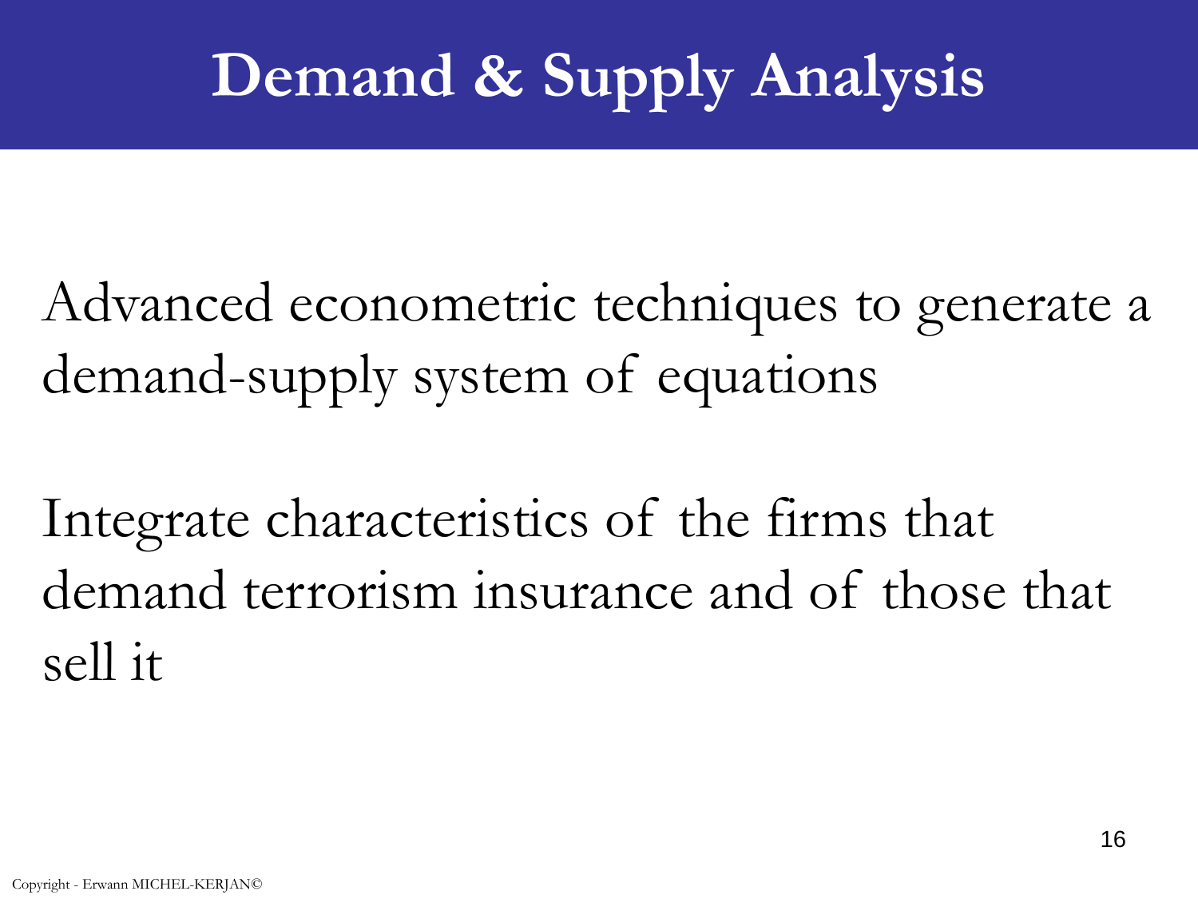# Demand & Supply Analysis

Advanced econometric techniques to generate a demand-supply system of equations

Integrate characteristics of the firms that demand terrorism insurance and of those that sell it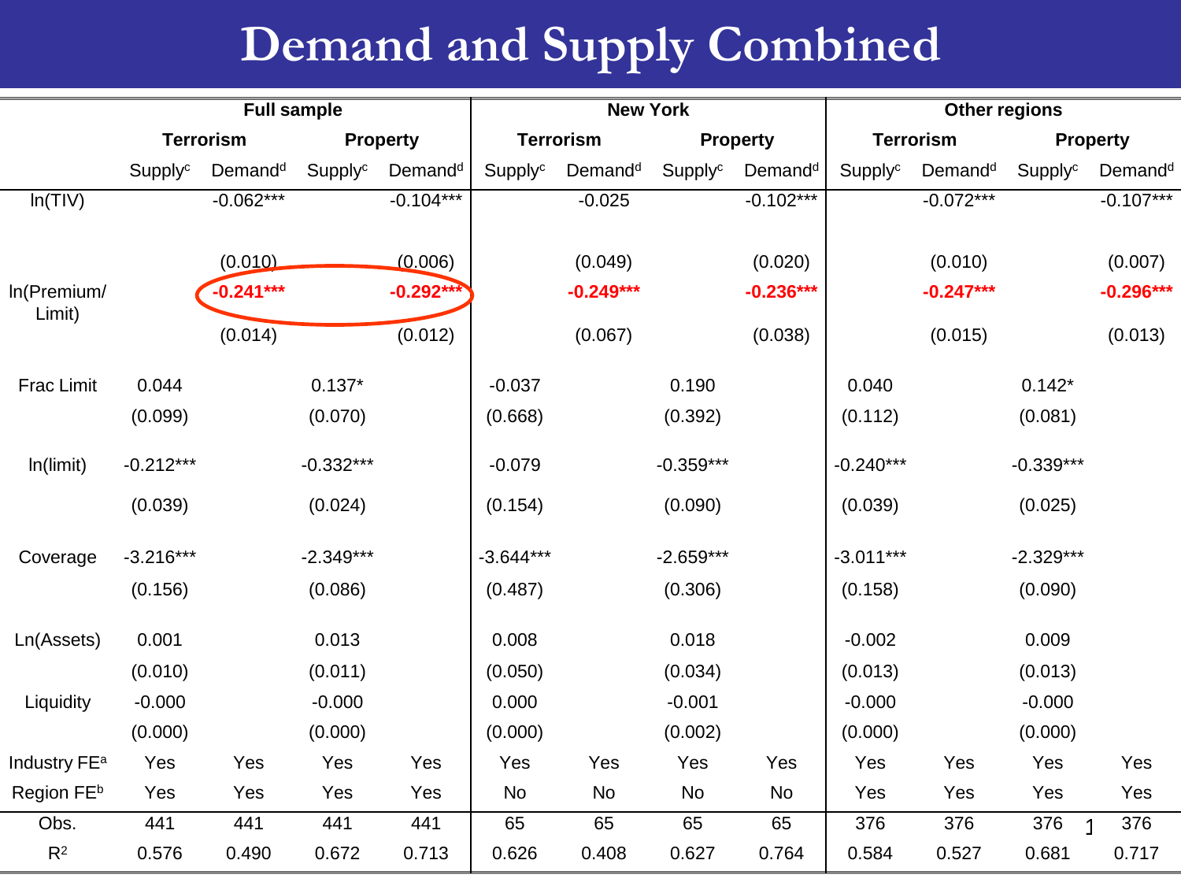# Demand and Supply Combined

| | Full sample | | | | New York | | | | Other regions | | | |
|---|---|---|---|---|---|---|---|---|---|---|---|---|
| | Terrorism | | Property | | Terrorism | | Property | | Terrorism | | Property | |
| | Supply[c] | Demand[d] | Supply[c] | Demand[d] | Supply[c] | Demand[d] | Supply[c] | Demand[d] | Supply[c] | Demand[d] | Supply[c] | Demand[d] |
| ln(TIV) | | -0.062*** | | -0.104*** | | -0.025 | | -0.102*** | | -0.072*** | | -0.107*** |
| | | (0.010) | | (0.006) | | (0.049) | | (0.020) | | (0.010) | | (0.007) |
| ln(Premium/ Limit) | | **-0.241*** ** | | **-0.292*** ** | | **-0.249*** ** | | **-0.236*** ** | | **-0.247*** ** | | **-0.296*** ** |
| | | (0.014) | | (0.012) | | (0.067) | | (0.038) | | (0.015) | | (0.013) |
| Frac Limit | 0.044 | | 0.137* | | -0.037 | | 0.190 | | 0.040 | | 0.142* | |
| | (0.099) | | (0.070) | | (0.668) | | (0.392) | | (0.112) | | (0.081) | |
| ln(limit) | -0.212*** | | -0.332*** | | -0.079 | | -0.359*** | | -0.240*** | | -0.339*** | |
| | (0.039) | | (0.024) | | (0.154) | | (0.090) | | (0.039) | | (0.025) | |
| Coverage | -3.216*** | | -2.349*** | | -3.644*** | | -2.659*** | | -3.011*** | | -2.329*** | |
| | (0.156) | | (0.086) | | (0.487) | | (0.306) | | (0.158) | | (0.090) | |
| Ln(Assets) | 0.001 | | 0.013 | | 0.008 | | 0.018 | | -0.002 | | 0.009 | |
| | (0.010) | | (0.011) | | (0.050) | | (0.034) | | (0.013) | | (0.013) | |
| Liquidity | -0.000 | | -0.000 | | 0.000 | | -0.001 | | -0.000 | | -0.000 | |
| | (0.000) | | (0.000) | | (0.000) | | (0.002) | | (0.000) | | (0.000) | |
| Industry FE[a] | Yes | Yes | Yes | Yes | Yes | Yes | Yes | Yes | Yes | Yes | Yes | Yes |
| Region FE[b] | Yes | Yes | Yes | Yes | No | No | No | No | Yes | Yes | Yes | Yes |
| Obs. | 441 | 441 | 441 | 441 | 65 | 65 | 65 | 65 | 376 | 376 | 376 | 376 |
| $R^2$ | 0.576 | 0.490 | 0.672 | 0.713 | 0.626 | 0.408 | 0.627 | 0.764 | 0.584 | 0.527 | 0.681 | 0.717 |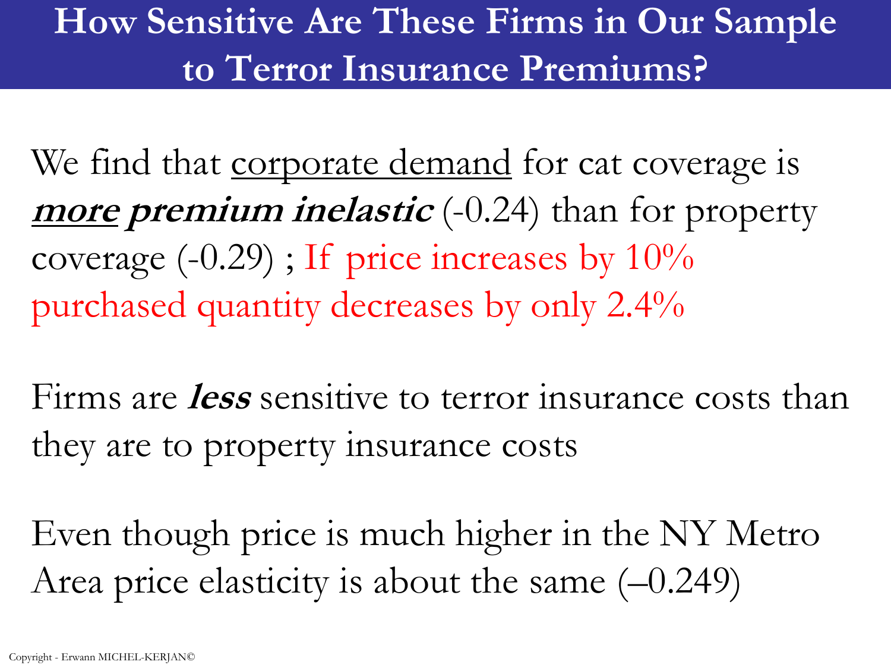# How Sensitive Are These Firms in Our Sample to Terror Insurance Premiums?

We find that corporate demand for cat coverage is ***more premium inelastic*** (-0.24) than for property coverage (-0.29) ; If price increases by 10% purchased quantity decreases by only 2.4%

Firms are ***less*** sensitive to terror insurance costs than they are to property insurance costs

Even though price is much higher in the NY Metro Area price elasticity is about the same (–0.249)

Copyright - Erwann MICHEL-KERJAN©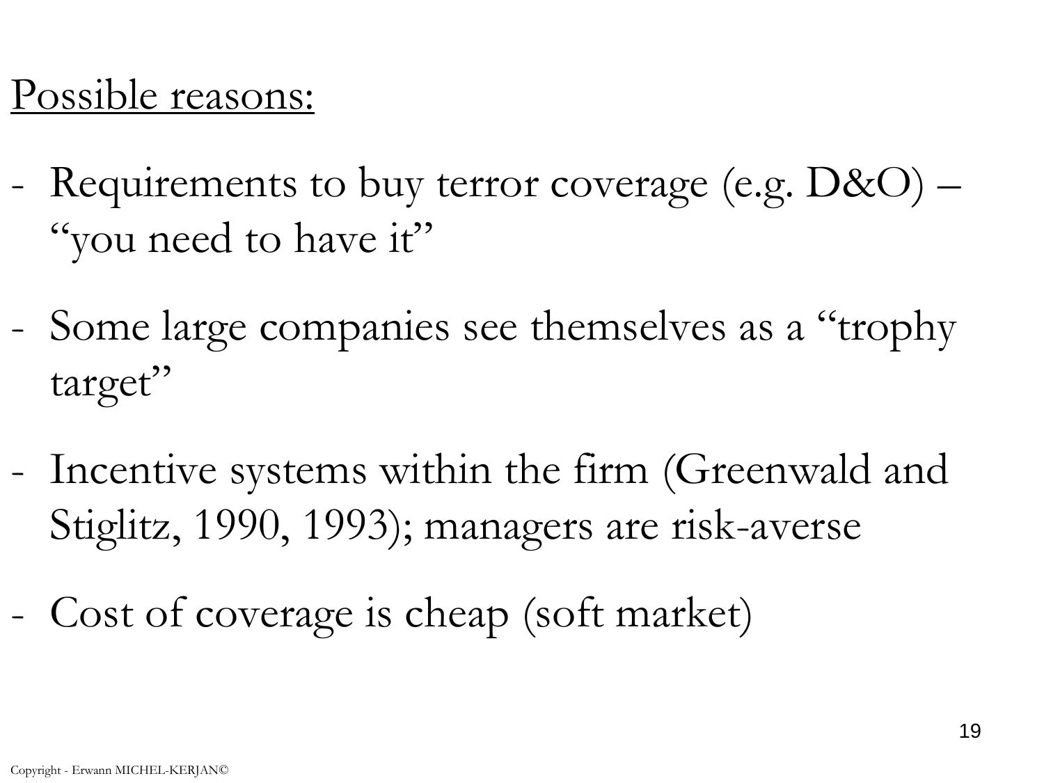Possible reasons:

- Requirements to buy terror coverage (e.g. D&O) – "you need to have it"
- Some large companies see themselves as a "trophy target"
- Incentive systems within the firm (Greenwald and Stiglitz, 1990, 1993); managers are risk-averse
- Cost of coverage is cheap (soft market)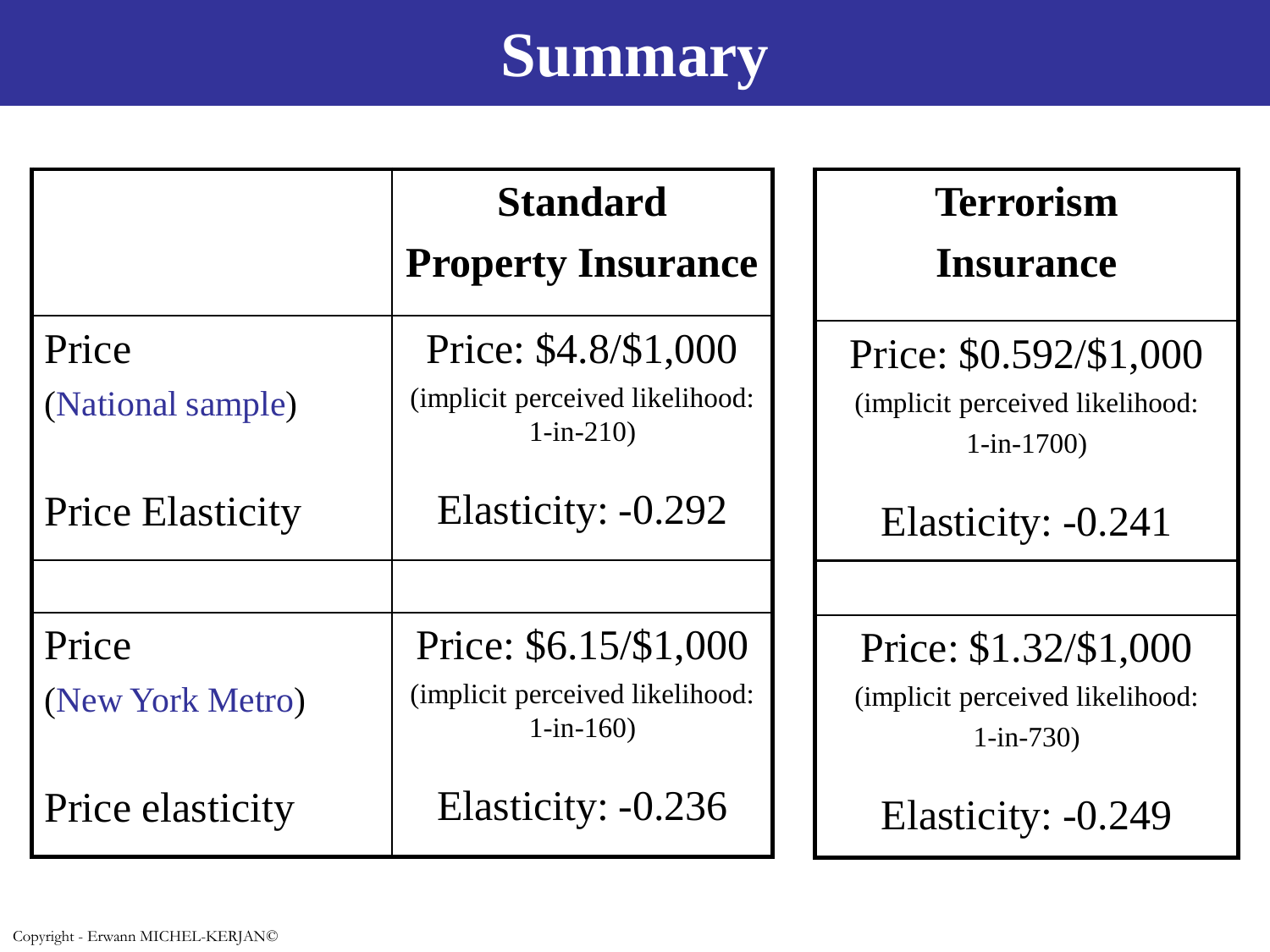# Summary

| | Standard Property Insurance | Terrorism Insurance |
|---|---|---|
| Price (National sample) | Price: $4.8/$1,000 (implicit perceived likelihood: 1-in-210) | Price: $0.592/$1,000 (implicit perceived likelihood: 1-in-1700) |
| Price Elasticity | Elasticity: -0.292 | Elasticity: -0.241 |
| | | |
| Price (New York Metro) | Price: $6.15/$1,000 (implicit perceived likelihood: 1-in-160) | Price: $1.32/$1,000 (implicit perceived likelihood: 1-in-730) |
| Price elasticity | Elasticity: -0.236 | Elasticity: -0.249 |

Copyright - Erwann MICHEL-KERJAN©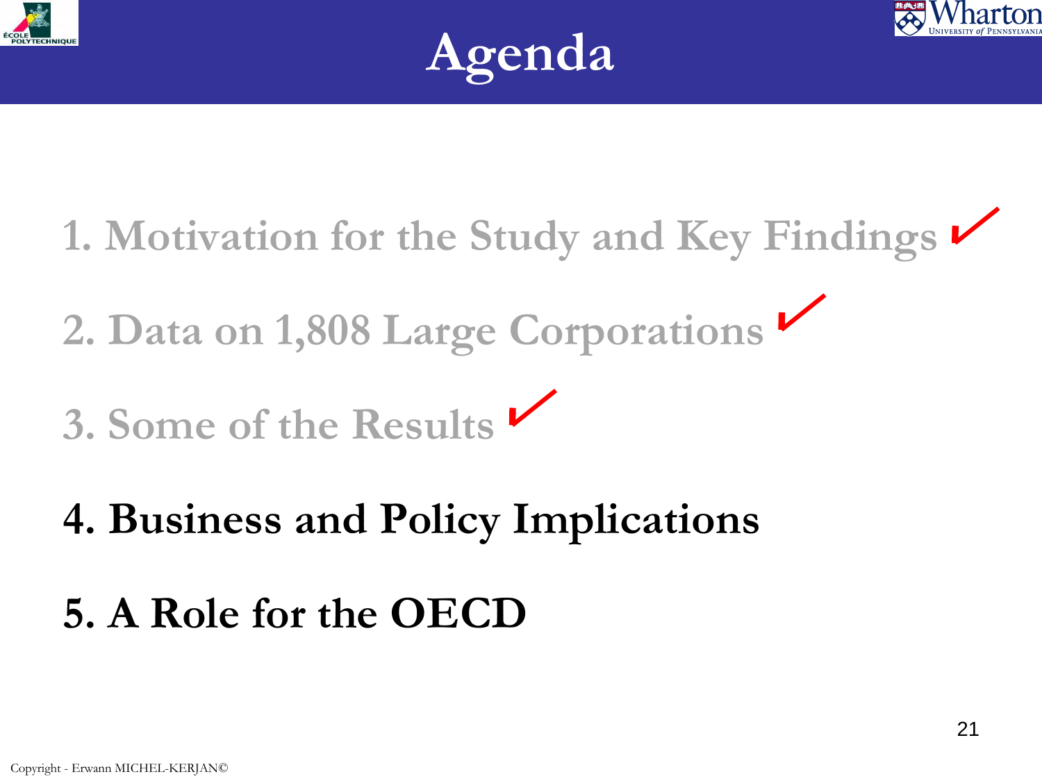# Agenda

1. Motivation for the Study and Key Findings ✓

2. Data on 1,808 Large Corporations ✓

3. Some of the Results ✓

4. **Business and Policy Implications**

5. **A Role for the OECD**

Copyright - Erwann MICHEL-KERJAN©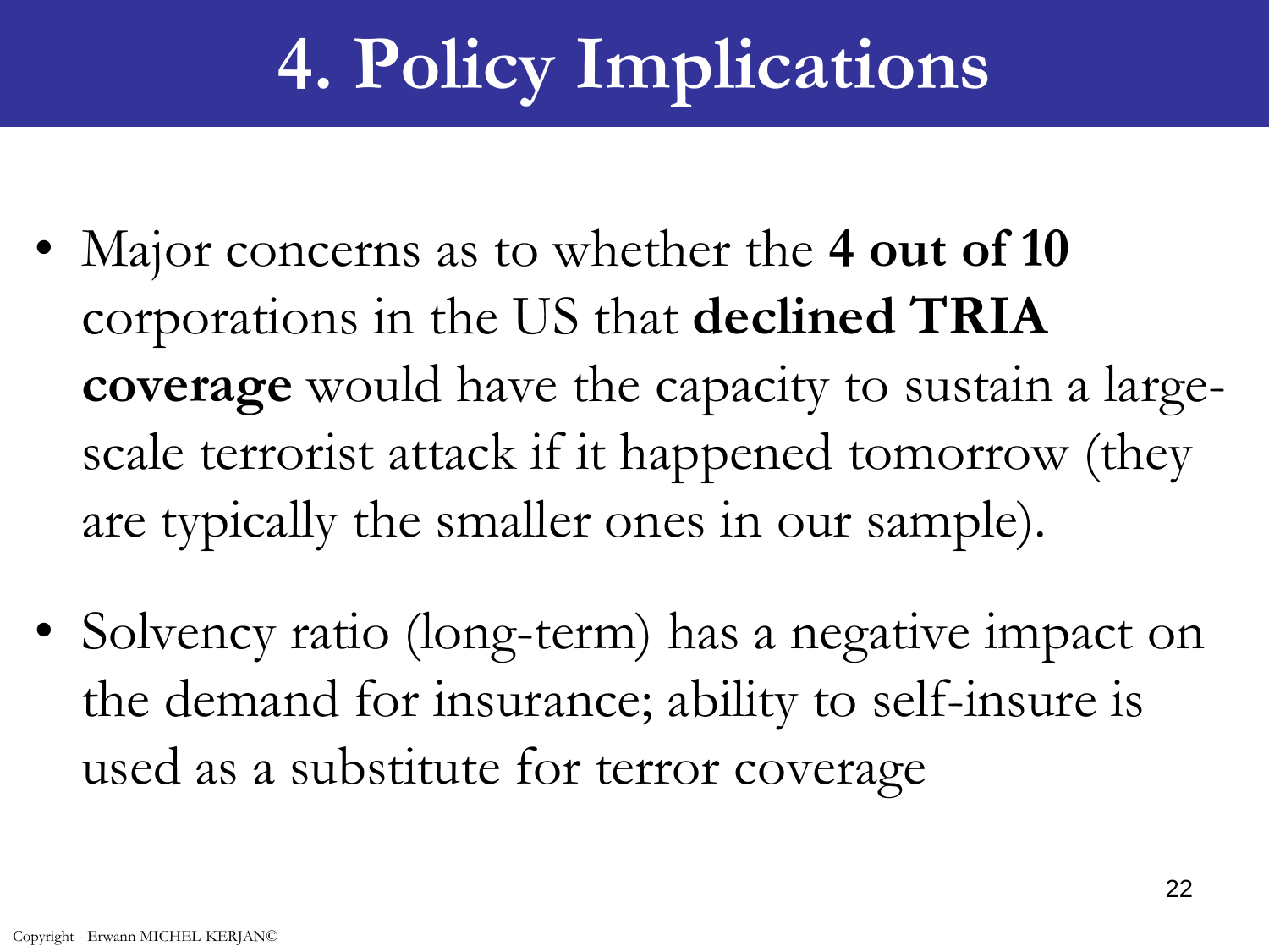# 4. Policy Implications

- Major concerns as to whether the **4 out of 10** corporations in the US that **declined TRIA coverage** would have the capacity to sustain a large-scale terrorist attack if it happened tomorrow (they are typically the smaller ones in our sample).
- Solvency ratio (long-term) has a negative impact on the demand for insurance; ability to self-insure is used as a substitute for terror coverage

Copyright - Erwann MICHEL-KERJAN©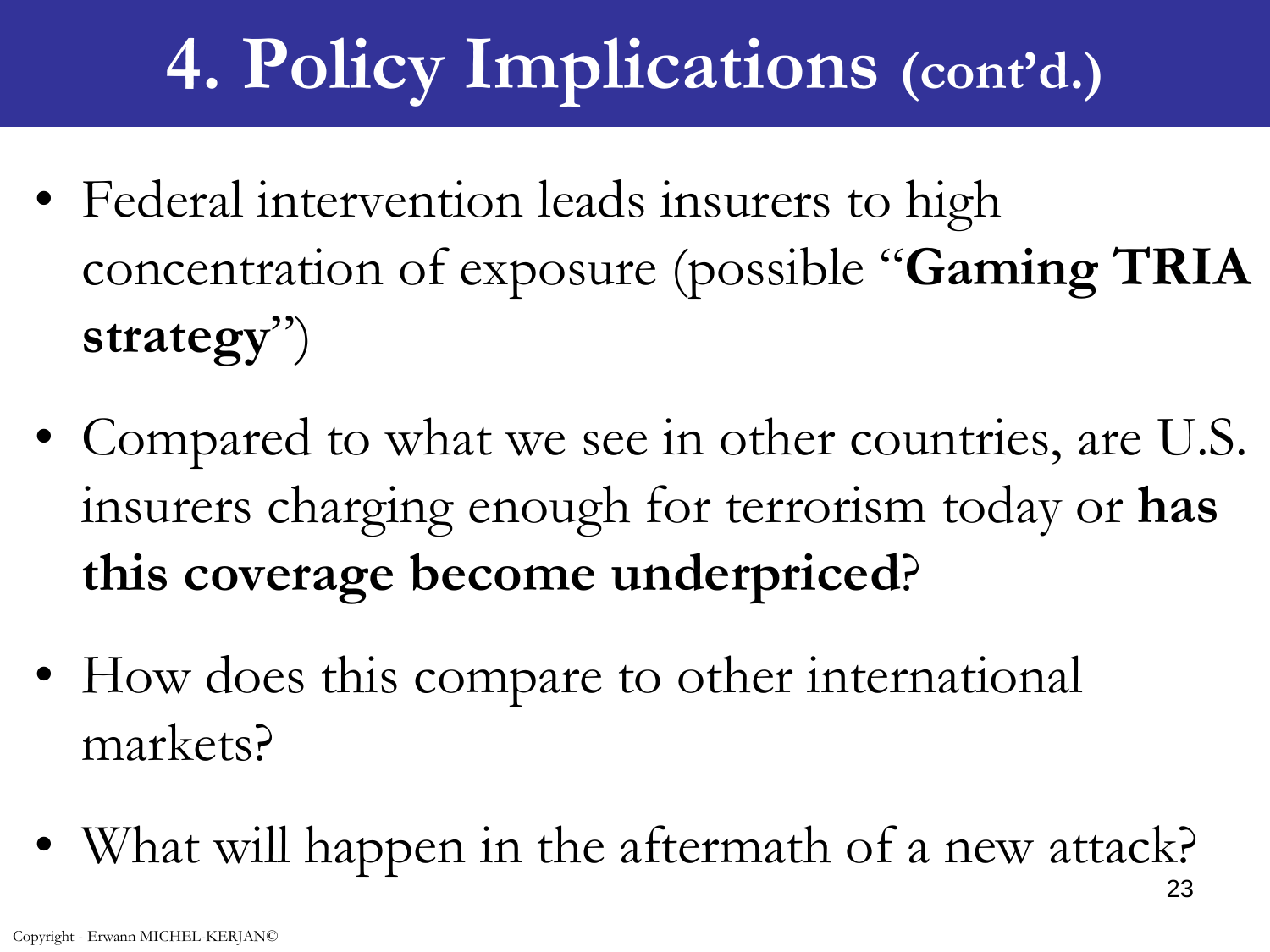# 4. Policy Implications (cont'd.)

- Federal intervention leads insurers to high concentration of exposure (possible "**Gaming TRIA strategy**")
- Compared to what we see in other countries, are U.S. insurers charging enough for terrorism today or **has this coverage become underpriced**?
- How does this compare to other international markets?
- What will happen in the aftermath of a new attack?

Copyright - Erwann MICHEL-KERJAN©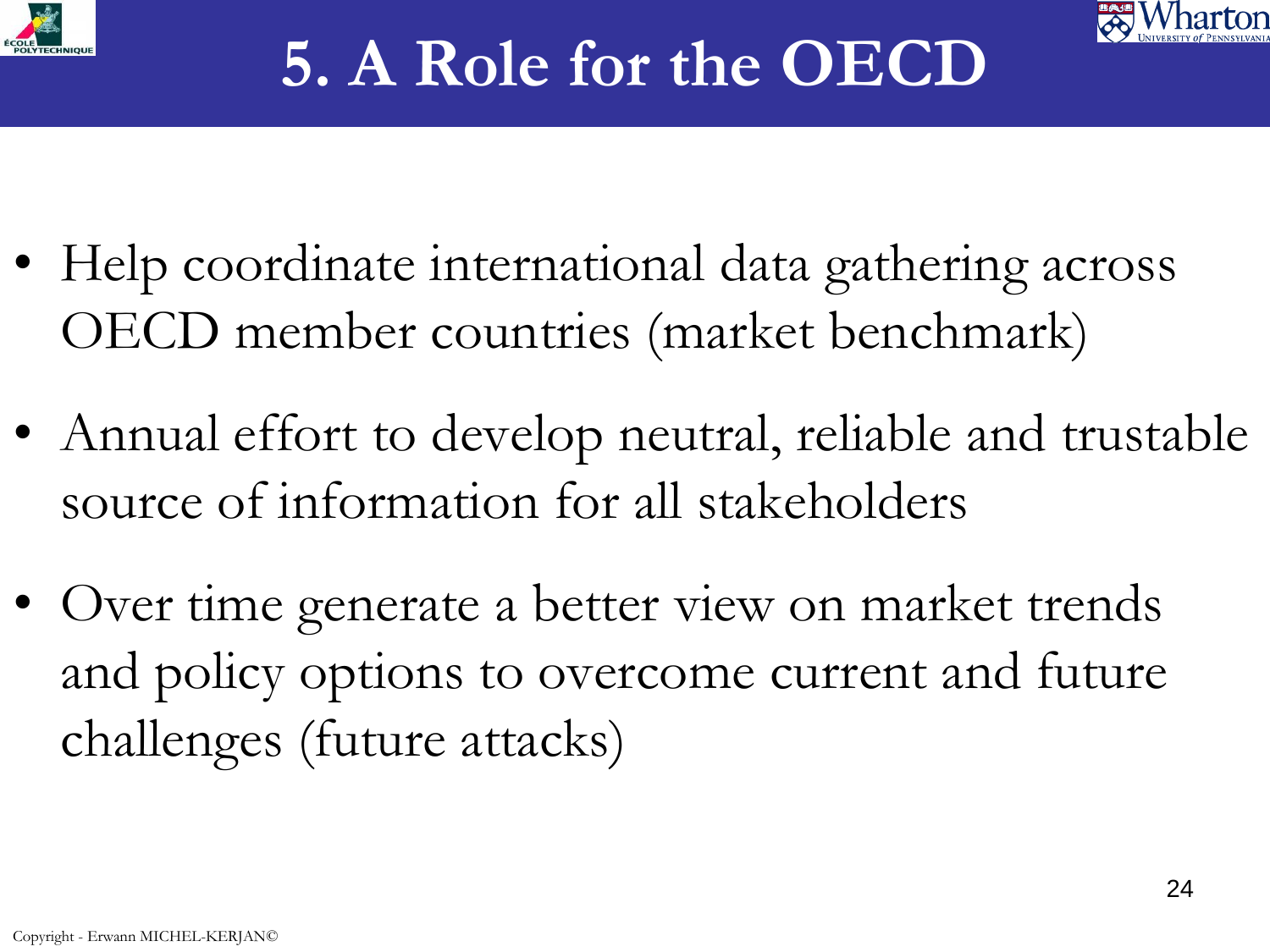# 5. A Role for the OECD

- Help coordinate international data gathering across OECD member countries (market benchmark)
- Annual effort to develop neutral, reliable and trustable source of information for all stakeholders
- Over time generate a better view on market trends and policy options to overcome current and future challenges (future attacks)

Copyright - Erwann MICHEL-KERJAN©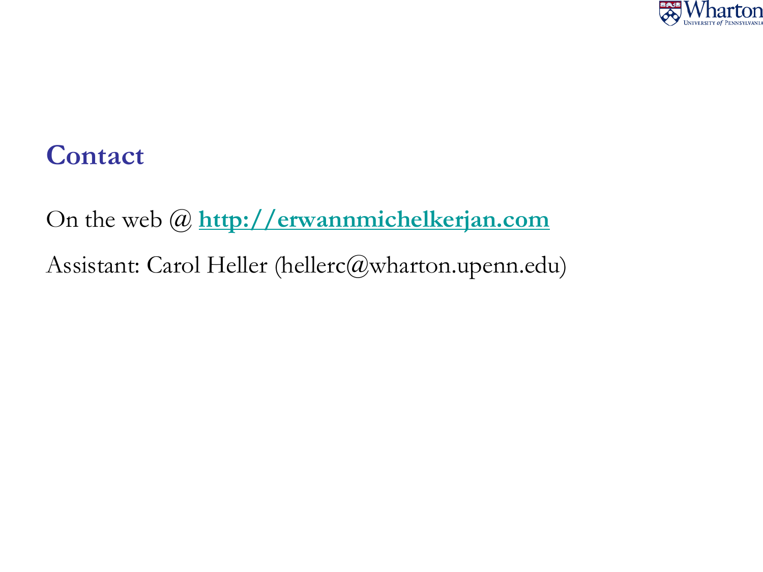## Contact

On the web @ **[http://erwannmichelkerjan.com](http://erwannmichelkerjan.com)**

Assistant: Carol Heller (hellerc@wharton.upenn.edu)